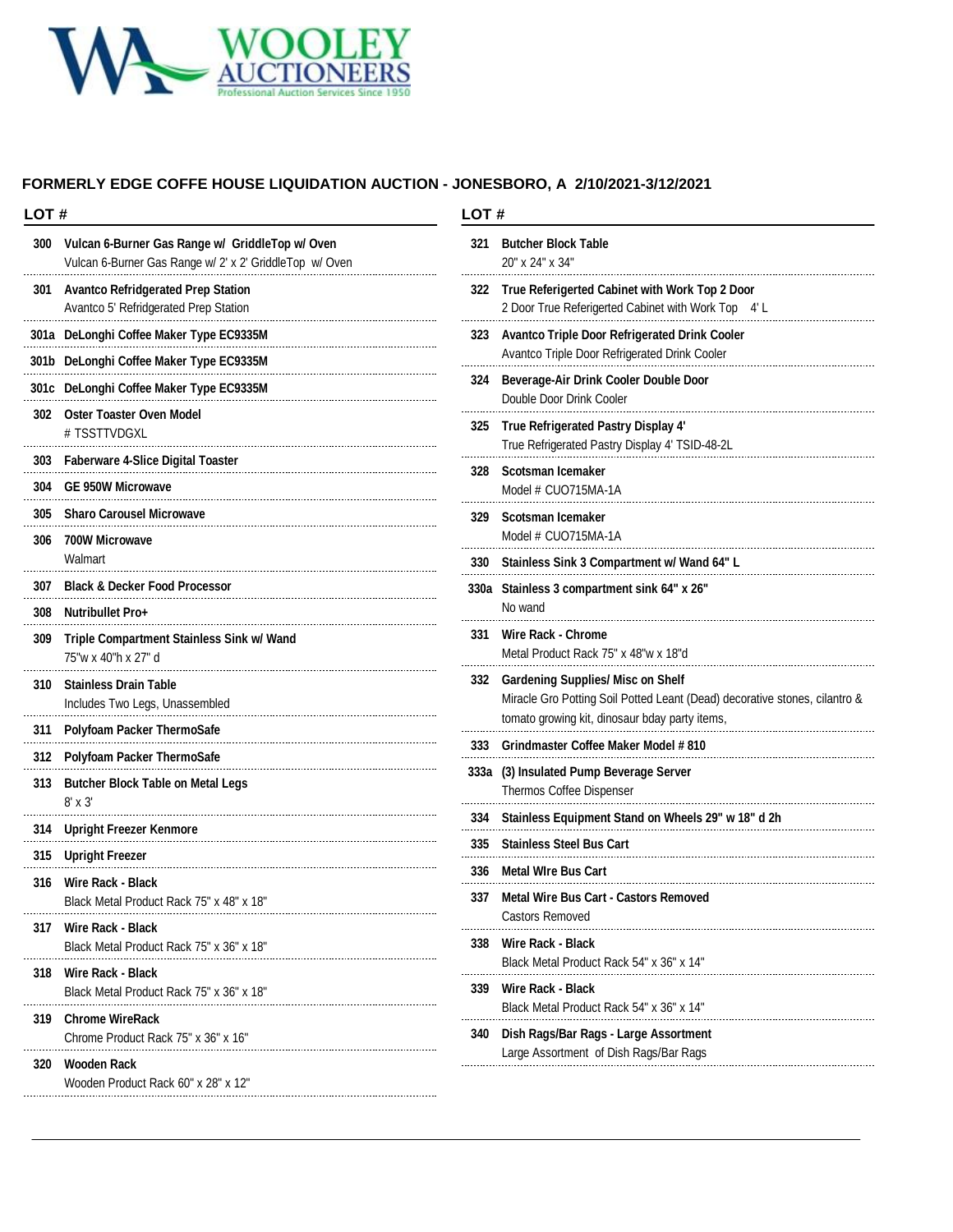WOOLEY AUCTIONEERS
Professional Auction Services Since 1950

## FORMERLY EDGE COFFE HOUSE LIQUIDATION AUCTION - JONESBORO, A 2/10/2021-3/12/2021

| LOT # | |
|---|---|
| 300 | **Vulcan 6-Burner Gas Range w/ GriddleTop w/ Oven**<br>Vulcan 6-Burner Gas Range w/ 2' x 2' GriddleTop w/ Oven |
| 301 | **Avantco Refridgerated Prep Station**<br>Avantco 5' Refridgerated Prep Station |
| 301a | **DeLonghi Coffee Maker Type EC9335M** |
| 301b | **DeLonghi Coffee Maker Type EC9335M** |
| 301c | **DeLonghi Coffee Maker Type EC9335M** |
| 302 | **Oster Toaster Oven Model**<br># TSSTTVDGXL |
| 303 | **Faberware 4-Slice Digital Toaster** |
| 304 | **GE 950W Microwave** |
| 305 | **Sharo Carousel Microwave** |
| 306 | **700W Microwave**<br>Walmart |
| 307 | **Black & Decker Food Processor** |
| 308 | **Nutribullet Pro+** |
| 309 | **Triple Compartment Stainless Sink w/ Wand**<br>75"w x 40"h x 27" d |
| 310 | **Stainless Drain Table**<br>Includes Two Legs, Unassembled |
| 311 | **Polyfoam Packer ThermoSafe** |
| 312 | **Polyfoam Packer ThermoSafe** |
| 313 | **Butcher Block Table on Metal Legs**<br>8' x 3' |
| 314 | **Upright Freezer Kenmore** |
| 315 | **Upright Freezer** |
| 316 | **Wire Rack - Black**<br>Black Metal Product Rack 75" x 48" x 18" |
| 317 | **Wire Rack - Black**<br>Black Metal Product Rack 75" x 36" x 18" |
| 318 | **Wire Rack - Black**<br>Black Metal Product Rack 75" x 36" x 18" |
| 319 | **Chrome WireRack**<br>Chrome Product Rack 75" x 36" x 16" |
| 320 | **Wooden Rack**<br>Wooden Product Rack 60" x 28" x 12" |
| 321 | **Butcher Block Table**<br>20" x 24" x 34" |
| 322 | **True Referigerted Cabinet with Work Top 2 Door**<br>2 Door True Referigerted Cabinet with Work Top 4' L |
| 323 | **Avantco Triple Door Refrigerated Drink Cooler**<br>Avantco Triple Door Refrigerated Drink Cooler |
| 324 | **Beverage-Air Drink Cooler Double Door**<br>Double Door Drink Cooler |
| 325 | **True Refrigerated Pastry Display 4'**<br>True Refrigerated Pastry Display 4' TSID-48-2L |
| 328 | **Scotsman Icemaker**<br>Model # CUO715MA-1A |
| 329 | **Scotsman Icemaker**<br>Model # CUO715MA-1A |
| 330 | **Stainless Sink 3 Compartment w/ Wand 64" L** |
| 330a | **Stainless 3 compartment sink 64" x 26"**<br>No wand |
| 331 | **Wire Rack - Chrome**<br>Metal Product Rack 75" x 48"w x 18"d |
| 332 | **Gardening Supplies/ Misc on Shelf**<br>Miracle Gro Potting Soil Potted Leant (Dead) decorative stones, cilantro & tomato growing kit, dinosaur bday party items, |
| 333 | **Grindmaster Coffee Maker Model # 810** |
| 333a | **(3) Insulated Pump Beverage Server**<br>Thermos Coffee Dispenser |
| 334 | **Stainless Equipment Stand on Wheels 29" w 18" d 2h** |
| 335 | **Stainless Steel Bus Cart** |
| 336 | **Metal WIre Bus Cart** |
| 337 | **Metal Wire Bus Cart - Castors Removed**<br>Castors Removed |
| 338 | **Wire Rack - Black**<br>Black Metal Product Rack 54" x 36" x 14" |
| 339 | **Wire Rack - Black**<br>Black Metal Product Rack 54" x 36" x 14" |
| 340 | **Dish Rags/Bar Rags - Large Assortment**<br>Large Assortment of Dish Rags/Bar Rags |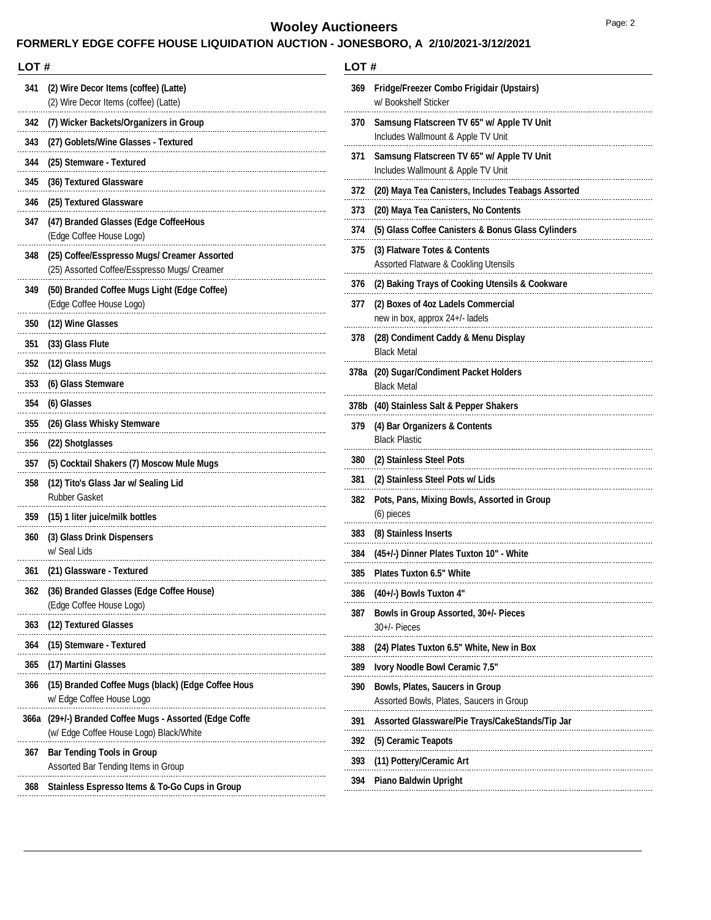# Wooley Auctioneers

## FORMERLY EDGE COFFE HOUSE LIQUIDATION AUCTION - JONESBORO, A 2/10/2021-3/12/2021

| LOT # | |
|---|---|
| 341 | **(2) Wire Decor Items (coffee) (Latte)**<br>(2) Wire Decor Items (coffee) (Latte) |
| 342 | **(7) Wicker Backets/Organizers in Group** |
| 343 | **(27) Goblets/Wine Glasses - Textured** |
| 344 | **(25) Stemware - Textured** |
| 345 | **(36) Textured Glassware** |
| 346 | **(25) Textured Glassware** |
| 347 | **(47) Branded Glasses (Edge CoffeeHous**<br>(Edge Coffee House Logo) |
| 348 | **(25) Coffee/Esspresso Mugs/ Creamer Assorted**<br>(25) Assorted Coffee/Esspresso Mugs/ Creamer |
| 349 | **(50) Branded Coffee Mugs Light (Edge Coffee)**<br>(Edge Coffee House Logo) |
| 350 | **(12) Wine Glasses** |
| 351 | **(33) Glass Flute** |
| 352 | **(12) Glass Mugs** |
| 353 | **(6) Glass Stemware** |
| 354 | **(6) Glasses** |
| 355 | **(26) Glass Whisky Stemware** |
| 356 | **(22) Shotglasses** |
| 357 | **(5) Cocktail Shakers (7) Moscow Mule Mugs** |
| 358 | **(12) Tito's Glass Jar w/ Sealing Lid**<br>Rubber Gasket |
| 359 | **(15) 1 liter juice/milk bottles** |
| 360 | **(3) Glass Drink Dispensers**<br>w/ Seal Lids |
| 361 | **(21) Glassware - Textured** |
| 362 | **(36) Branded Glasses (Edge Coffee House)**<br>(Edge Coffee House Logo) |
| 363 | **(12) Textured Glasses** |
| 364 | **(15) Stemware - Textured** |
| 365 | **(17) Martini Glasses** |
| 366 | **(15) Branded Coffee Mugs (black) (Edge Coffee Hous**<br>w/ Edge Coffee House Logo |
| 366a | **(29+/-) Branded Coffee Mugs - Assorted (Edge Coffe**<br>(w/ Edge Coffee House Logo) Black/White |
| 367 | **Bar Tending Tools in Group**<br>Assorted Bar Tending Items in Group |
| 368 | **Stainless Espresso Items & To-Go Cups in Group** |
| 369 | **Fridge/Freezer Combo Frigidair (Upstairs)**<br>w/ Bookshelf Sticker |
| 370 | **Samsung Flatscreen TV 65" w/ Apple TV Unit**<br>Includes Wallmount & Apple TV Unit |
| 371 | **Samsung Flatscreen TV 65" w/ Apple TV Unit**<br>Includes Wallmount & Apple TV Unit |
| 372 | **(20) Maya Tea Canisters, Includes Teabags Assorted** |
| 373 | **(20) Maya Tea Canisters, No Contents** |
| 374 | **(5) Glass Coffee Canisters & Bonus Glass Cylinders** |
| 375 | **(3) Flatware Totes & Contents**<br>Assorted Flatware & Cookling Utensils |
| 376 | **(2) Baking Trays of Cooking Utensils & Cookware** |
| 377 | **(2) Boxes of 4oz Ladels Commercial**<br>new in box, approx 24+/- ladels |
| 378 | **(28) Condiment Caddy & Menu Display**<br>Black Metal |
| 378a | **(20) Sugar/Condiment Packet Holders**<br>Black Metal |
| 378b | **(40) Stainless Salt & Pepper Shakers** |
| 379 | **(4) Bar Organizers & Contents**<br>Black Plastic |
| 380 | **(2) Stainless Steel Pots** |
| 381 | **(2) Stainless Steel Pots w/ Lids** |
| 382 | **Pots, Pans, Mixing Bowls, Assorted in Group**<br>(6) pieces |
| 383 | **(8) Stainless Inserts** |
| 384 | **(45+/-) Dinner Plates Tuxton 10" - White** |
| 385 | **Plates Tuxton 6.5" White** |
| 386 | **(40+/-) Bowls Tuxton 4"** |
| 387 | **Bowls in Group Assorted, 30+/- Pieces**<br>30+/- Pieces |
| 388 | **(24) Plates Tuxton 6.5" White, New in Box** |
| 389 | **Ivory Noodle Bowl Ceramic 7.5"** |
| 390 | **Bowls, Plates, Saucers in Group**<br>Assorted Bowls, Plates, Saucers in Group |
| 391 | **Assorted Glassware/Pie Trays/CakeStands/Tip Jar** |
| 392 | **(5) Ceramic Teapots** |
| 393 | **(11) Pottery/Ceramic Art** |
| 394 | **Piano Baldwin Upright** |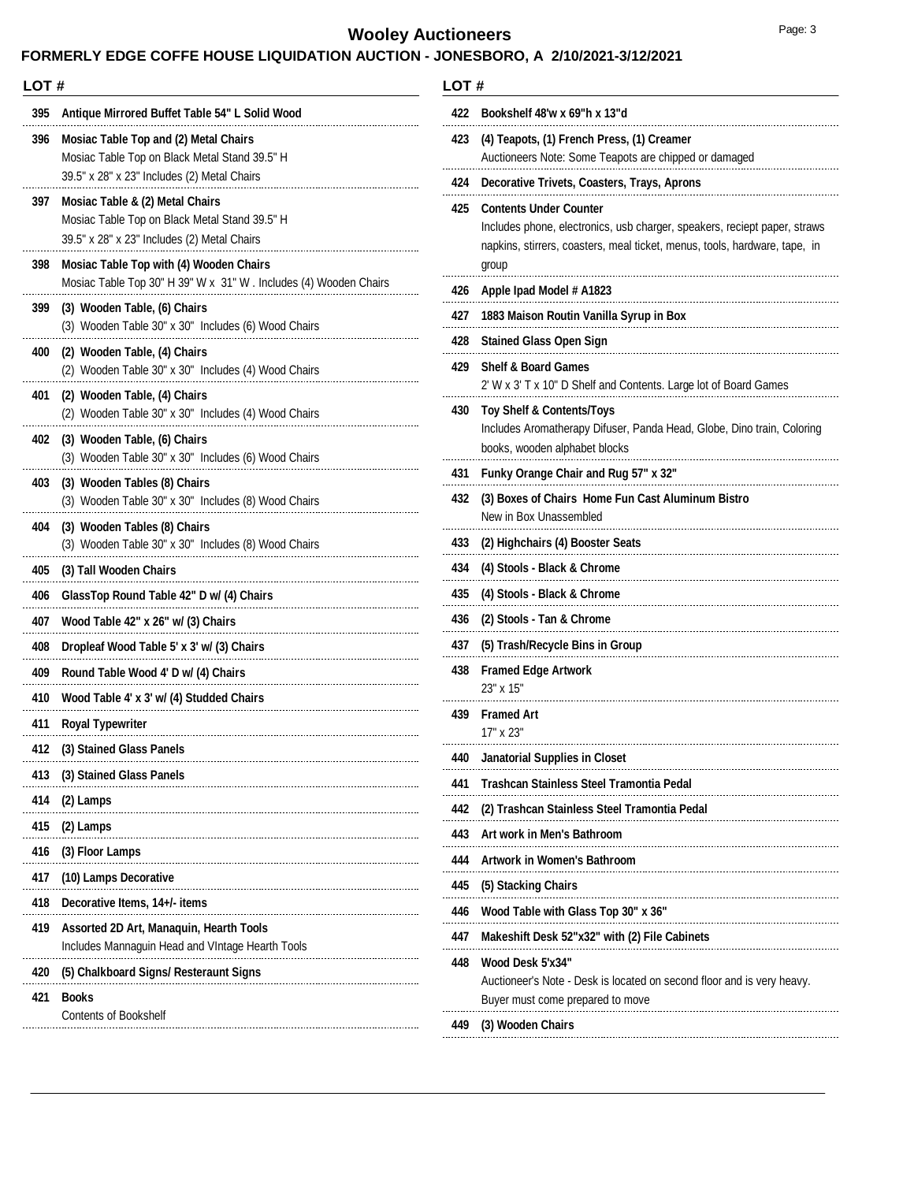# Wooley Auctioneers

## FORMERLY EDGE COFFE HOUSE LIQUIDATION AUCTION - JONESBORO, A 2/10/2021-3/12/2021

| LOT # | |
|---|---|
| 395 | **Antique Mirrored Buffet Table 54" L Solid Wood** |
| 396 | **Mosiac Table Top and (2) Metal Chairs**<br>Mosiac Table Top on Black Metal Stand 39.5" H<br>39.5" x 28" x 23" Includes (2) Metal Chairs |
| 397 | **Mosiac Table & (2) Metal Chairs**<br>Mosiac Table Top on Black Metal Stand 39.5" H<br>39.5" x 28" x 23" Includes (2) Metal Chairs |
| 398 | **Mosiac Table Top with (4) Wooden Chairs**<br>Mosiac Table Top 30" H 39" W x 31" W . Includes (4) Wooden Chairs |
| 399 | **(3) Wooden Table, (6) Chairs**<br>(3) Wooden Table 30" x 30" Includes (6) Wood Chairs |
| 400 | **(2) Wooden Table, (4) Chairs**<br>(2) Wooden Table 30" x 30" Includes (4) Wood Chairs |
| 401 | **(2) Wooden Table, (4) Chairs**<br>(2) Wooden Table 30" x 30" Includes (4) Wood Chairs |
| 402 | **(3) Wooden Table, (6) Chairs**<br>(3) Wooden Table 30" x 30" Includes (6) Wood Chairs |
| 403 | **(3) Wooden Tables (8) Chairs**<br>(3) Wooden Table 30" x 30" Includes (8) Wood Chairs |
| 404 | **(3) Wooden Tables (8) Chairs**<br>(3) Wooden Table 30" x 30" Includes (8) Wood Chairs |
| 405 | **(3) Tall Wooden Chairs** |
| 406 | **GlassTop Round Table 42" D w/ (4) Chairs** |
| 407 | **Wood Table 42" x 26" w/ (3) Chairs** |
| 408 | **Dropleaf Wood Table 5' x 3' w/ (3) Chairs** |
| 409 | **Round Table Wood 4' D w/ (4) Chairs** |
| 410 | **Wood Table 4' x 3' w/ (4) Studded Chairs** |
| 411 | **Royal Typewriter** |
| 412 | **(3) Stained Glass Panels** |
| 413 | **(3) Stained Glass Panels** |
| 414 | **(2) Lamps** |
| 415 | **(2) Lamps** |
| 416 | **(3) Floor Lamps** |
| 417 | **(10) Lamps Decorative** |
| 418 | **Decorative Items, 14+/- items** |
| 419 | **Assorted 2D Art, Manaquin, Hearth Tools**<br>Includes Mannaquin Head and VIntage Hearth Tools |
| 420 | **(5) Chalkboard Signs/ Resteraunt Signs** |
| 421 | **Books**<br>Contents of Bookshelf |
| 422 | **Bookshelf 48'w x 69"h x 13"d** |
| 423 | **(4) Teapots, (1) French Press, (1) Creamer**<br>Auctioneers Note: Some Teapots are chipped or damaged |
| 424 | **Decorative Trivets, Coasters, Trays, Aprons** |
| 425 | **Contents Under Counter**<br>Includes phone, electronics, usb charger, speakers, reciept paper, straws napkins, stirrers, coasters, meal ticket, menus, tools, hardware, tape, in group |
| 426 | **Apple Ipad Model # A1823** |
| 427 | **1883 Maison Routin Vanilla Syrup in Box** |
| 428 | **Stained Glass Open Sign** |
| 429 | **Shelf & Board Games**<br>2' W x 3' T x 10" D Shelf and Contents. Large lot of Board Games |
| 430 | **Toy Shelf & Contents/Toys**<br>Includes Aromatherapy Difuser, Panda Head, Globe, Dino train, Coloring books, wooden alphabet blocks |
| 431 | **Funky Orange Chair and Rug 57" x 32"** |
| 432 | **(3) Boxes of Chairs Home Fun Cast Aluminum Bistro**<br>New in Box Unassembled |
| 433 | **(2) Highchairs (4) Booster Seats** |
| 434 | **(4) Stools - Black & Chrome** |
| 435 | **(4) Stools - Black & Chrome** |
| 436 | **(2) Stools - Tan & Chrome** |
| 437 | **(5) Trash/Recycle Bins in Group** |
| 438 | **Framed Edge Artwork**<br>23" x 15" |
| 439 | **Framed Art**<br>17" x 23" |
| 440 | **Janatorial Supplies in Closet** |
| 441 | **Trashcan Stainless Steel Tramontia Pedal** |
| 442 | **(2) Trashcan Stainless Steel Tramontia Pedal** |
| 443 | **Art work in Men's Bathroom** |
| 444 | **Artwork in Women's Bathroom** |
| 445 | **(5) Stacking Chairs** |
| 446 | **Wood Table with Glass Top 30" x 36"** |
| 447 | **Makeshift Desk 52"x32" with (2) File Cabinets** |
| 448 | **Wood Desk 5'x34"**<br>Auctioneer's Note - Desk is located on second floor and is very heavy. Buyer must come prepared to move |
| 449 | **(3) Wooden Chairs** |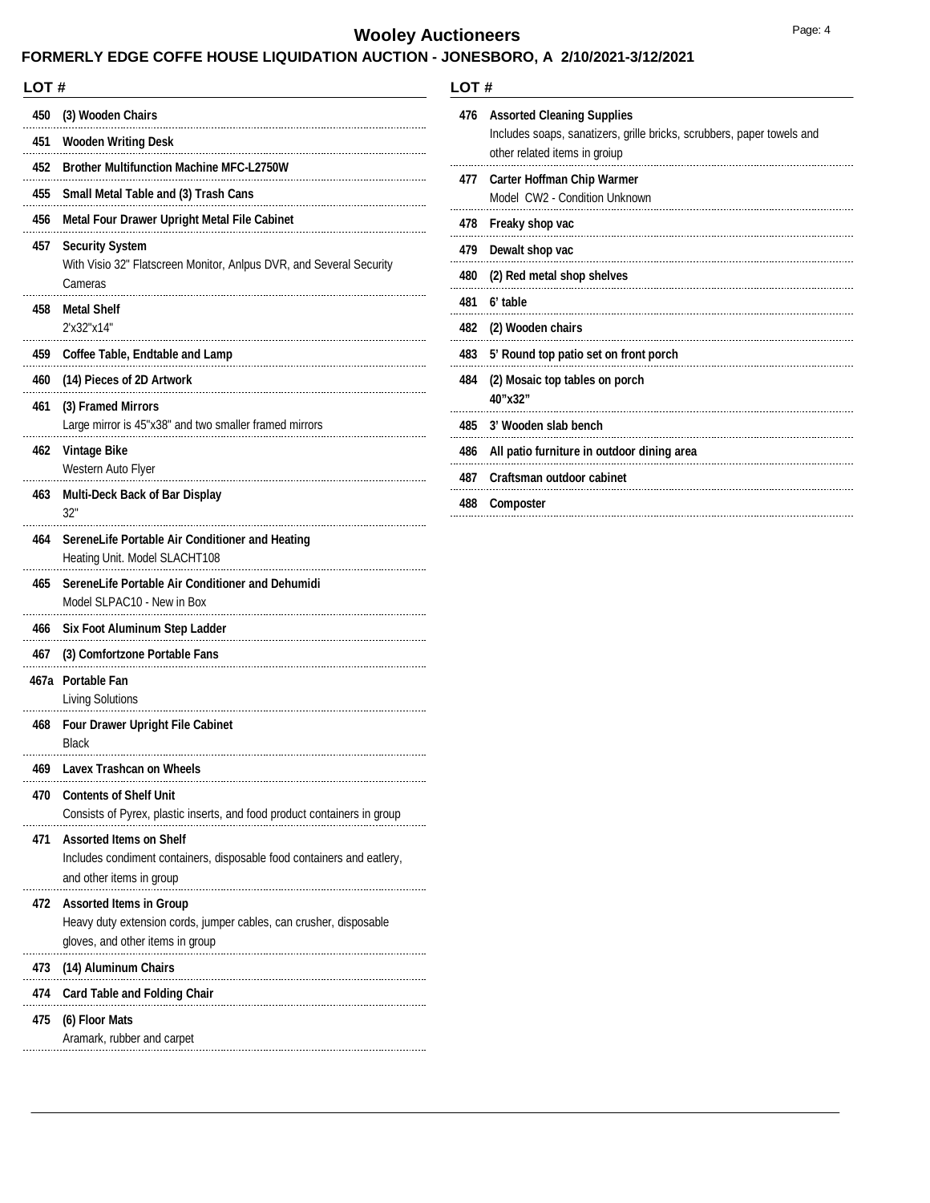# Wooley Auctioneers

## FORMERLY EDGE COFFE HOUSE LIQUIDATION AUCTION - JONESBORO, A 2/10/2021-3/12/2021

| LOT # | |
|---|---|
| 450 | **(3) Wooden Chairs** |
| 451 | **Wooden Writing Desk** |
| 452 | **Brother Multifunction Machine MFC-L2750W** |
| 455 | **Small Metal Table and (3) Trash Cans** |
| 456 | **Metal Four Drawer Upright Metal File Cabinet** |
| 457 | **Security System**<br>With Visio 32" Flatscreen Monitor, Anlpus DVR, and Several Security Cameras |
| 458 | **Metal Shelf**<br>2'x32"x14" |
| 459 | **Coffee Table, Endtable and Lamp** |
| 460 | **(14) Pieces of 2D Artwork** |
| 461 | **(3) Framed Mirrors**<br>Large mirror is 45"x38" and two smaller framed mirrors |
| 462 | **Vintage Bike**<br>Western Auto Flyer |
| 463 | **Multi-Deck Back of Bar Display**<br>32" |
| 464 | **SereneLife Portable Air Conditioner and Heating**<br>Heating Unit. Model SLACHT108 |
| 465 | **SereneLife Portable Air Conditioner and Dehumidi**<br>Model SLPAC10 - New in Box |
| 466 | **Six Foot Aluminum Step Ladder** |
| 467 | **(3) Comfortzone Portable Fans** |
| 467a | **Portable Fan**<br>Living Solutions |
| 468 | **Four Drawer Upright File Cabinet**<br>Black |
| 469 | **Lavex Trashcan on Wheels** |
| 470 | **Contents of Shelf Unit**<br>Consists of Pyrex, plastic inserts, and food product containers in group |
| 471 | **Assorted Items on Shelf**<br>Includes condiment containers, disposable food containers and eatlery, and other items in group |
| 472 | **Assorted Items in Group**<br>Heavy duty extension cords, jumper cables, can crusher, disposable gloves, and other items in group |
| 473 | **(14) Aluminum Chairs** |
| 474 | **Card Table and Folding Chair** |
| 475 | **(6) Floor Mats**<br>Aramark, rubber and carpet |
| 476 | **Assorted Cleaning Supplies**<br>Includes soaps, sanatizers, grille bricks, scrubbers, paper towels and other related items in groiup |
| 477 | **Carter Hoffman Chip Warmer**<br>Model CW2 - Condition Unknown |
| 478 | **Freaky shop vac** |
| 479 | **Dewalt shop vac** |
| 480 | **(2) Red metal shop shelves** |
| 481 | **6' table** |
| 482 | **(2) Wooden chairs** |
| 483 | **5' Round top patio set on front porch** |
| 484 | **(2) Mosaic top tables on porch**<br>**40"x32"** |
| 485 | **3' Wooden slab bench** |
| 486 | **All patio furniture in outdoor dining area** |
| 487 | **Craftsman outdoor cabinet** |
| 488 | **Composter** |